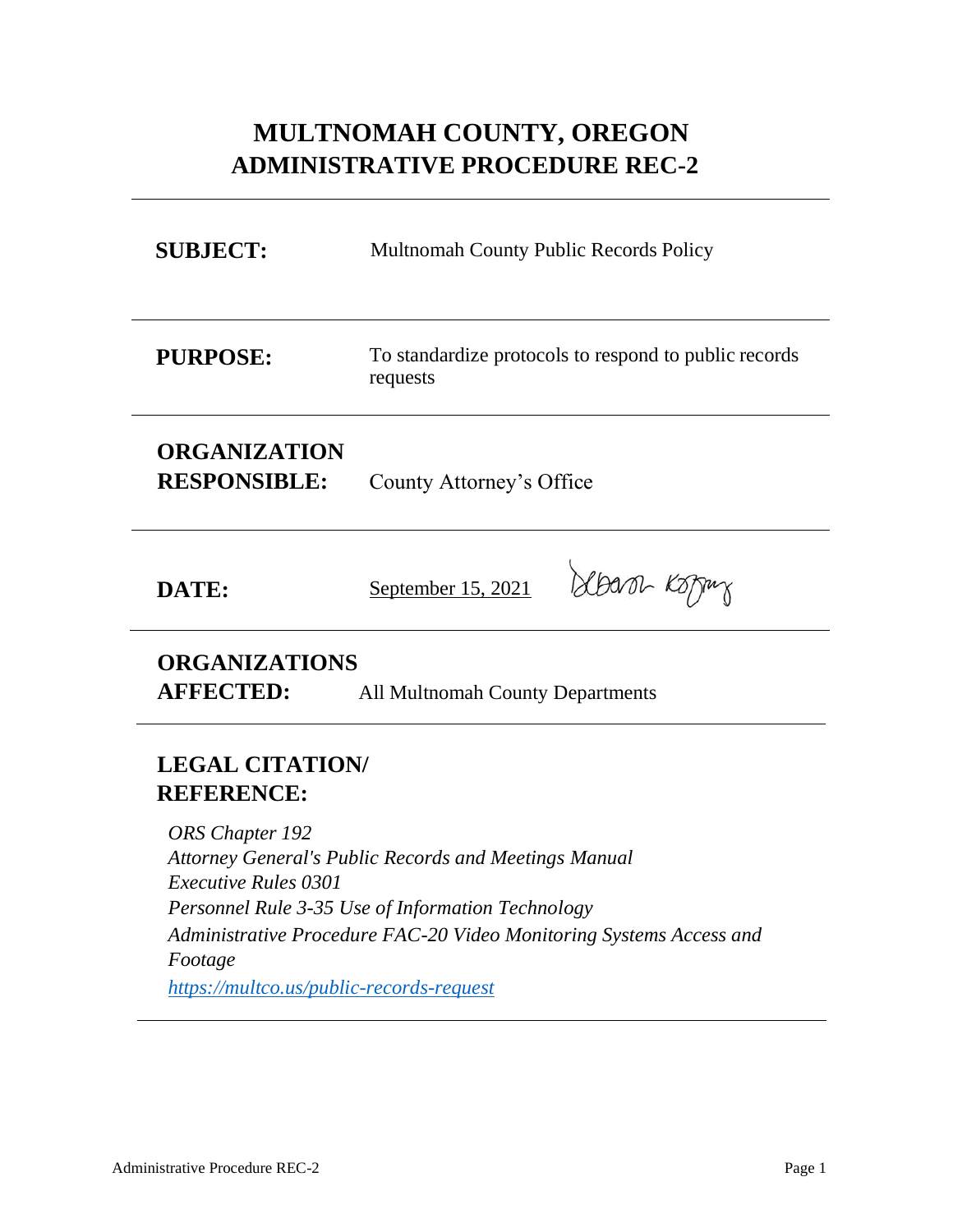# MULTNOMAH COUNTY, OREGON
# ADMINISTRATIVE PROCEDURE REC-2

---

**SUBJECT:** Multnomah County Public Records Policy

---

**PURPOSE:** To standardize protocols to respond to public records requests

---

**ORGANIZATION RESPONSIBLE:** County Attorney's Office

---

**DATE:** September 15, 2021

---

**ORGANIZATIONS AFFECTED:** All Multnomah County Departments

---

## LEGAL CITATION/ REFERENCE:

*ORS Chapter 192*
*Attorney General's Public Records and Meetings Manual*
*Executive Rules 0301*
*Personnel Rule 3-35 Use of Information Technology*
*Administrative Procedure FAC-20 Video Monitoring Systems Access and Footage*
*https://multco.us/public-records-request*

---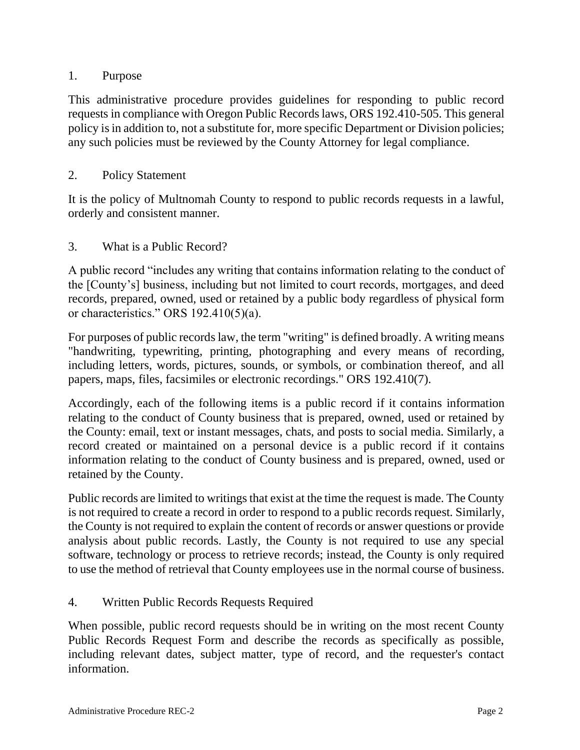## 1. Purpose

This administrative procedure provides guidelines for responding to public record requests in compliance with Oregon Public Records laws, ORS 192.410-505. This general policy is in addition to, not a substitute for, more specific Department or Division policies; any such policies must be reviewed by the County Attorney for legal compliance.

## 2. Policy Statement

It is the policy of Multnomah County to respond to public records requests in a lawful, orderly and consistent manner.

## 3. What is a Public Record?

A public record "includes any writing that contains information relating to the conduct of the [County's] business, including but not limited to court records, mortgages, and deed records, prepared, owned, used or retained by a public body regardless of physical form or characteristics." ORS 192.410(5)(a).

For purposes of public records law, the term "writing" is defined broadly. A writing means "handwriting, typewriting, printing, photographing and every means of recording, including letters, words, pictures, sounds, or symbols, or combination thereof, and all papers, maps, files, facsimiles or electronic recordings." ORS 192.410(7).

Accordingly, each of the following items is a public record if it contains information relating to the conduct of County business that is prepared, owned, used or retained by the County: email, text or instant messages, chats, and posts to social media. Similarly, a record created or maintained on a personal device is a public record if it contains information relating to the conduct of County business and is prepared, owned, used or retained by the County.

Public records are limited to writings that exist at the time the request is made. The County is not required to create a record in order to respond to a public records request. Similarly, the County is not required to explain the content of records or answer questions or provide analysis about public records. Lastly, the County is not required to use any special software, technology or process to retrieve records; instead, the County is only required to use the method of retrieval that County employees use in the normal course of business.

## 4. Written Public Records Requests Required

When possible, public record requests should be in writing on the most recent County Public Records Request Form and describe the records as specifically as possible, including relevant dates, subject matter, type of record, and the requester's contact information.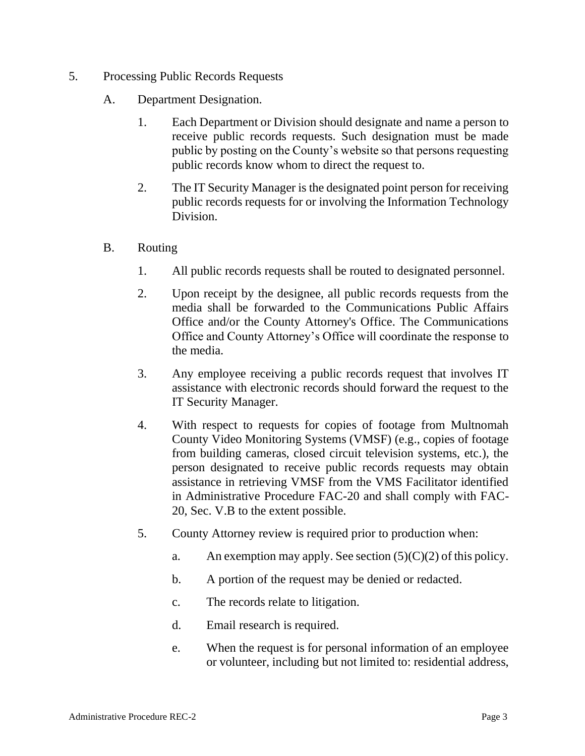5. Processing Public Records Requests

   A. Department Designation.

      1. Each Department or Division should designate and name a person to receive public records requests. Such designation must be made public by posting on the County's website so that persons requesting public records know whom to direct the request to.

      2. The IT Security Manager is the designated point person for receiving public records requests for or involving the Information Technology Division.

   B. Routing

      1. All public records requests shall be routed to designated personnel.

      2. Upon receipt by the designee, all public records requests from the media shall be forwarded to the Communications Public Affairs Office and/or the County Attorney's Office. The Communications Office and County Attorney's Office will coordinate the response to the media.

      3. Any employee receiving a public records request that involves IT assistance with electronic records should forward the request to the IT Security Manager.

      4. With respect to requests for copies of footage from Multnomah County Video Monitoring Systems (VMSF) (e.g., copies of footage from building cameras, closed circuit television systems, etc.), the person designated to receive public records requests may obtain assistance in retrieving VMSF from the VMS Facilitator identified in Administrative Procedure FAC-20 and shall comply with FAC-20, Sec. V.B to the extent possible.

      5. County Attorney review is required prior to production when:

         a. An exemption may apply. See section (5)(C)(2) of this policy.

         b. A portion of the request may be denied or redacted.

         c. The records relate to litigation.

         d. Email research is required.

         e. When the request is for personal information of an employee or volunteer, including but not limited to: residential address,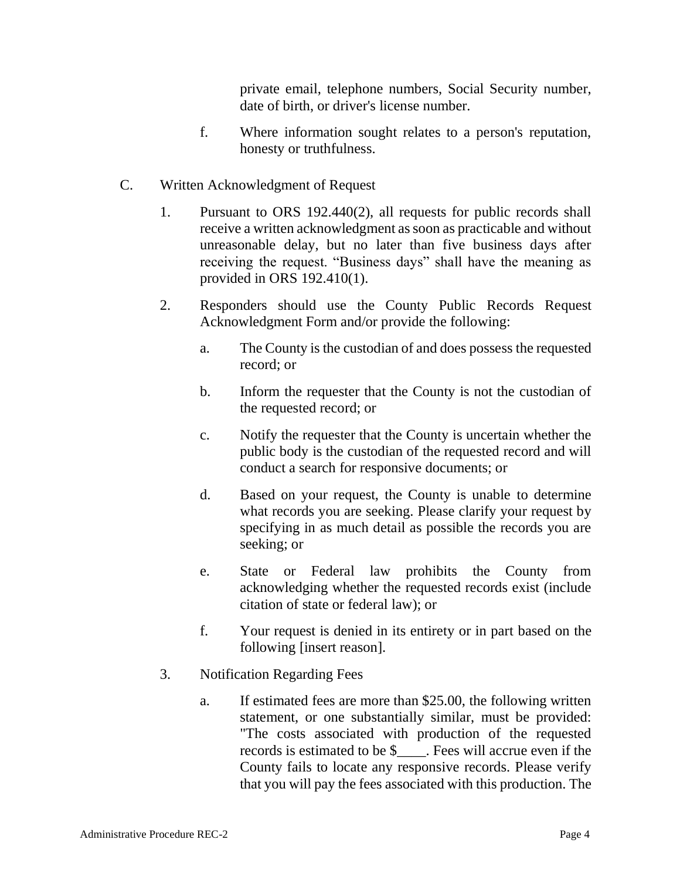private email, telephone numbers, Social Security number, date of birth, or driver's license number.

f. Where information sought relates to a person's reputation, honesty or truthfulness.

C. Written Acknowledgment of Request

1. Pursuant to ORS 192.440(2), all requests for public records shall receive a written acknowledgment as soon as practicable and without unreasonable delay, but no later than five business days after receiving the request. “Business days” shall have the meaning as provided in ORS 192.410(1).

2. Responders should use the County Public Records Request Acknowledgment Form and/or provide the following:

a. The County is the custodian of and does possess the requested record; or

b. Inform the requester that the County is not the custodian of the requested record; or

c. Notify the requester that the County is uncertain whether the public body is the custodian of the requested record and will conduct a search for responsive documents; or

d. Based on your request, the County is unable to determine what records you are seeking. Please clarify your request by specifying in as much detail as possible the records you are seeking; or

e. State or Federal law prohibits the County from acknowledging whether the requested records exist (include citation of state or federal law); or

f. Your request is denied in its entirety or in part based on the following [insert reason].

3. Notification Regarding Fees

a. If estimated fees are more than $25.00, the following written statement, or one substantially similar, must be provided: "The costs associated with production of the requested records is estimated to be $____. Fees will accrue even if the County fails to locate any responsive records. Please verify that you will pay the fees associated with this production. The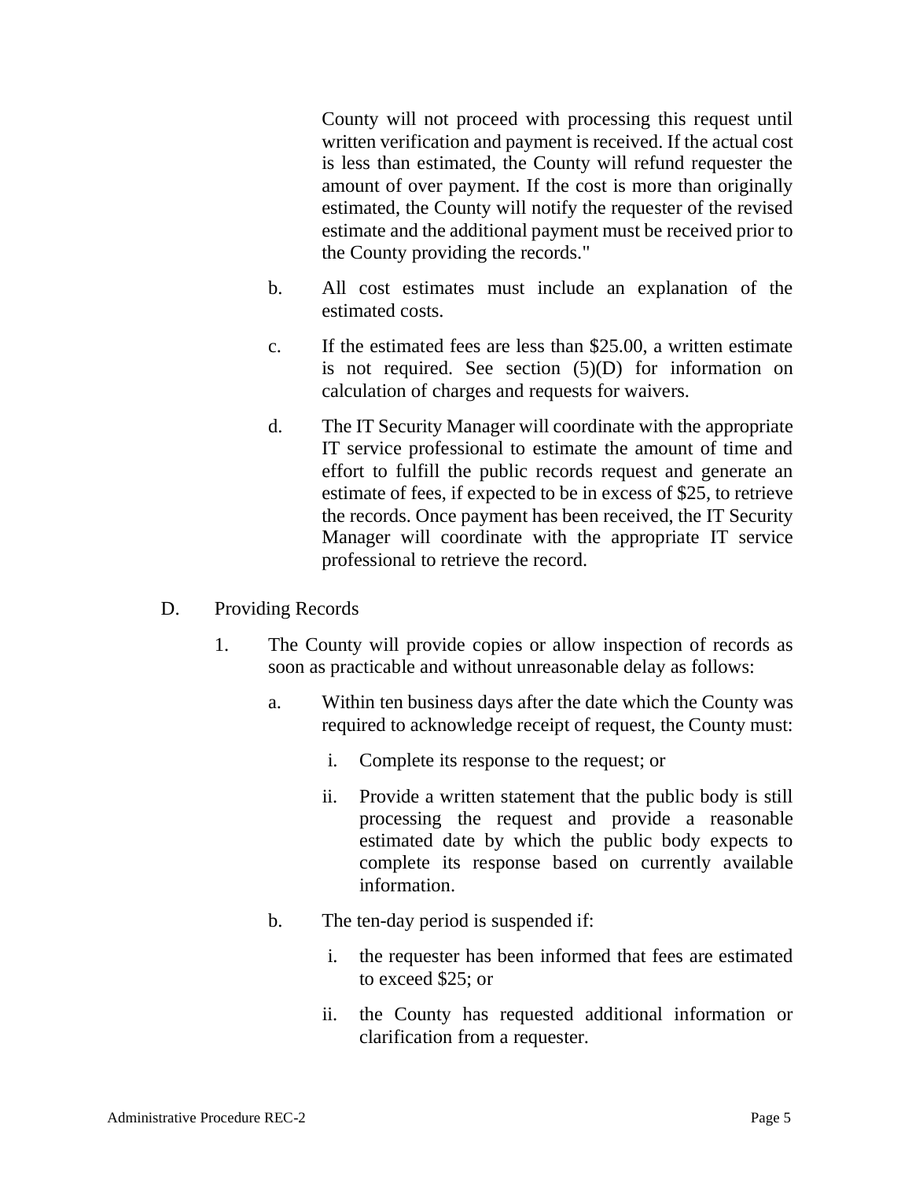County will not proceed with processing this request until written verification and payment is received. If the actual cost is less than estimated, the County will refund requester the amount of over payment. If the cost is more than originally estimated, the County will notify the requester of the revised estimate and the additional payment must be received prior to the County providing the records."

b. All cost estimates must include an explanation of the estimated costs.

c. If the estimated fees are less than $25.00, a written estimate is not required. See section (5)(D) for information on calculation of charges and requests for waivers.

d. The IT Security Manager will coordinate with the appropriate IT service professional to estimate the amount of time and effort to fulfill the public records request and generate an estimate of fees, if expected to be in excess of $25, to retrieve the records. Once payment has been received, the IT Security Manager will coordinate with the appropriate IT service professional to retrieve the record.

D. Providing Records

1. The County will provide copies or allow inspection of records as soon as practicable and without unreasonable delay as follows:

   a. Within ten business days after the date which the County was required to acknowledge receipt of request, the County must:

      i. Complete its response to the request; or

      ii. Provide a written statement that the public body is still processing the request and provide a reasonable estimated date by which the public body expects to complete its response based on currently available information.

   b. The ten-day period is suspended if:

      i. the requester has been informed that fees are estimated to exceed $25; or

      ii. the County has requested additional information or clarification from a requester.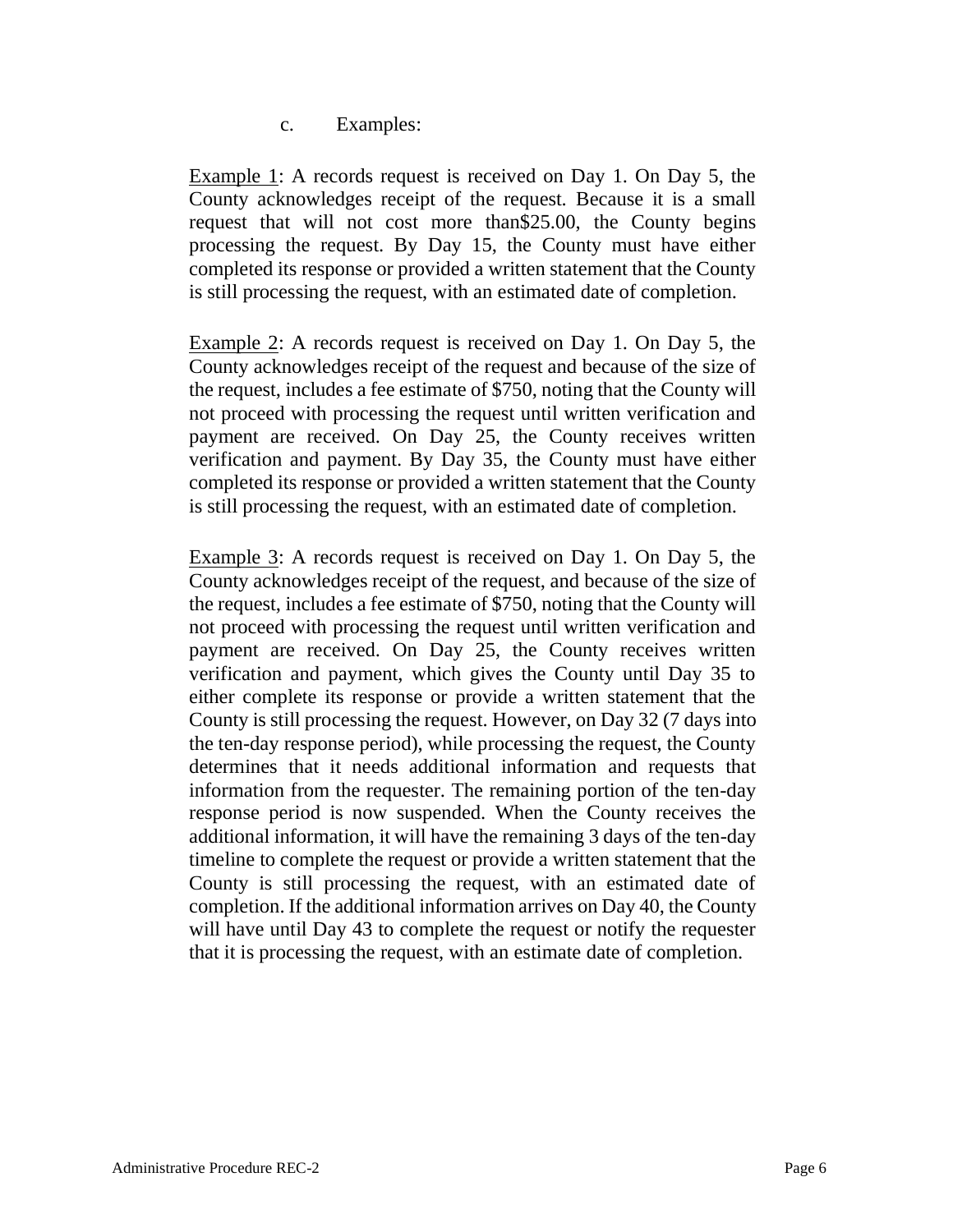c. Examples:

Example 1: A records request is received on Day 1. On Day 5, the County acknowledges receipt of the request. Because it is a small request that will not cost more than$25.00, the County begins processing the request. By Day 15, the County must have either completed its response or provided a written statement that the County is still processing the request, with an estimated date of completion.

Example 2: A records request is received on Day 1. On Day 5, the County acknowledges receipt of the request and because of the size of the request, includes a fee estimate of $750, noting that the County will not proceed with processing the request until written verification and payment are received. On Day 25, the County receives written verification and payment. By Day 35, the County must have either completed its response or provided a written statement that the County is still processing the request, with an estimated date of completion.

Example 3: A records request is received on Day 1. On Day 5, the County acknowledges receipt of the request, and because of the size of the request, includes a fee estimate of $750, noting that the County will not proceed with processing the request until written verification and payment are received. On Day 25, the County receives written verification and payment, which gives the County until Day 35 to either complete its response or provide a written statement that the County is still processing the request. However, on Day 32 (7 days into the ten-day response period), while processing the request, the County determines that it needs additional information and requests that information from the requester. The remaining portion of the ten-day response period is now suspended. When the County receives the additional information, it will have the remaining 3 days of the ten-day timeline to complete the request or provide a written statement that the County is still processing the request, with an estimated date of completion. If the additional information arrives on Day 40, the County will have until Day 43 to complete the request or notify the requester that it is processing the request, with an estimate date of completion.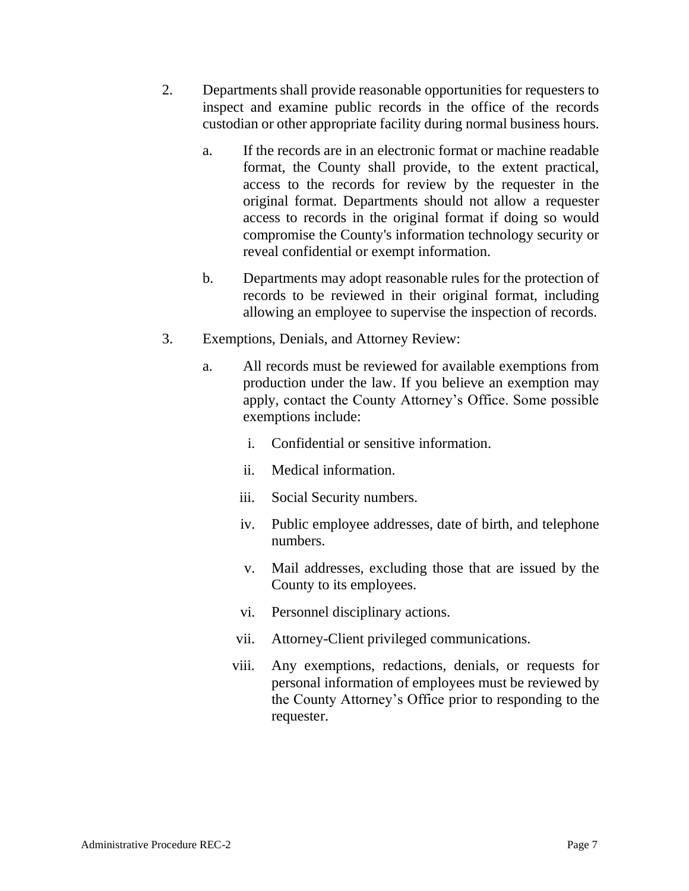2. Departments shall provide reasonable opportunities for requesters to inspect and examine public records in the office of the records custodian or other appropriate facility during normal business hours.

    a. If the records are in an electronic format or machine readable format, the County shall provide, to the extent practical, access to the records for review by the requester in the original format. Departments should not allow a requester access to records in the original format if doing so would compromise the County's information technology security or reveal confidential or exempt information.

    b. Departments may adopt reasonable rules for the protection of records to be reviewed in their original format, including allowing an employee to supervise the inspection of records.

3. Exemptions, Denials, and Attorney Review:

    a. All records must be reviewed for available exemptions from production under the law. If you believe an exemption may apply, contact the County Attorney's Office. Some possible exemptions include:

        i. Confidential or sensitive information.

        ii. Medical information.

        iii. Social Security numbers.

        iv. Public employee addresses, date of birth, and telephone numbers.

        v. Mail addresses, excluding those that are issued by the County to its employees.

        vi. Personnel disciplinary actions.

        vii. Attorney-Client privileged communications.

        viii. Any exemptions, redactions, denials, or requests for personal information of employees must be reviewed by the County Attorney's Office prior to responding to the requester.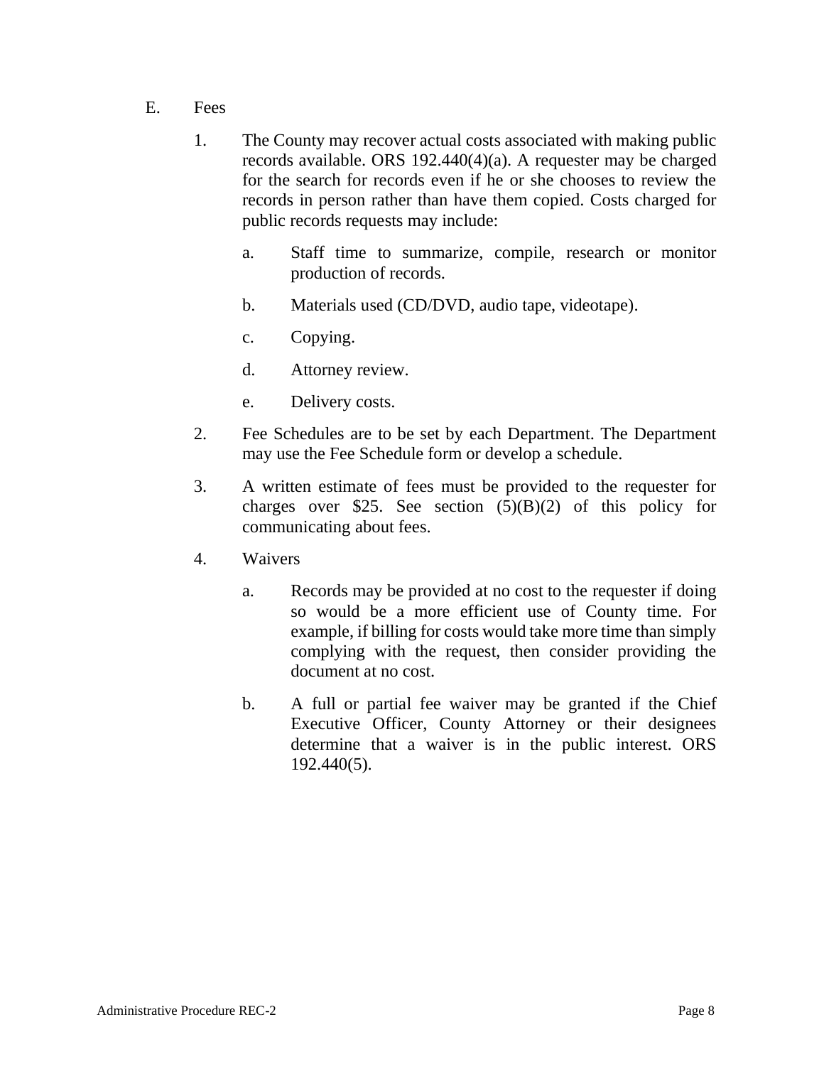E. Fees

1. The County may recover actual costs associated with making public records available. ORS 192.440(4)(a). A requester may be charged for the search for records even if he or she chooses to review the records in person rather than have them copied. Costs charged for public records requests may include:

   a. Staff time to summarize, compile, research or monitor production of records.

   b. Materials used (CD/DVD, audio tape, videotape).

   c. Copying.

   d. Attorney review.

   e. Delivery costs.

2. Fee Schedules are to be set by each Department. The Department may use the Fee Schedule form or develop a schedule.

3. A written estimate of fees must be provided to the requester for charges over $25. See section (5)(B)(2) of this policy for communicating about fees.

4. Waivers

   a. Records may be provided at no cost to the requester if doing so would be a more efficient use of County time. For example, if billing for costs would take more time than simply complying with the request, then consider providing the document at no cost.

   b. A full or partial fee waiver may be granted if the Chief Executive Officer, County Attorney or their designees determine that a waiver is in the public interest. ORS 192.440(5).